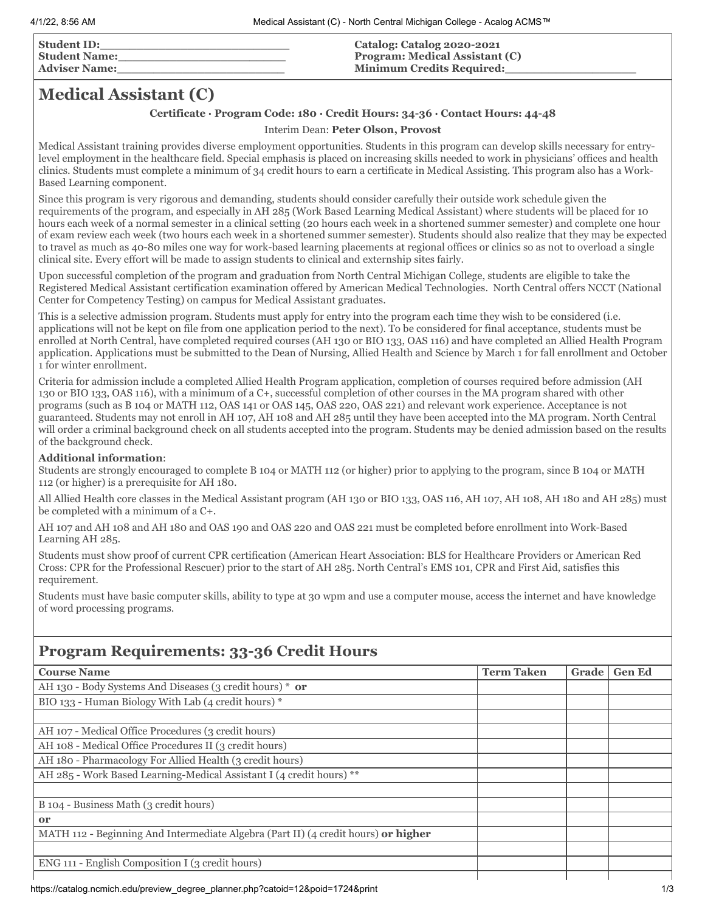| | |
|---|---|
| **Student ID:**\_\_\_\_\_\_\_\_\_\_\_\_\_\_\_\_\_\_\_\_\_\_\_\_ | **Catalog: Catalog 2020-2021** |
| **Student Name:**\_\_\_\_\_\_\_\_\_\_\_\_\_\_\_\_\_\_\_\_\_\_ | **Program: Medical Assistant (C)** |
| **Adviser Name:**\_\_\_\_\_\_\_\_\_\_\_\_\_\_\_\_\_\_\_\_\_\_ | **Minimum Credits Required:**\_\_\_\_\_\_\_\_\_\_\_\_\_\_\_\_\_ |

# Medical Assistant (C)

**Certificate · Program Code: 180 · Credit Hours: 34-36 · Contact Hours: 44-48**

Interim Dean: **Peter Olson, Provost**

Medical Assistant training provides diverse employment opportunities. Students in this program can develop skills necessary for entry-level employment in the healthcare field. Special emphasis is placed on increasing skills needed to work in physicians' offices and health clinics. Students must complete a minimum of 34 credit hours to earn a certificate in Medical Assisting. This program also has a Work-Based Learning component.

Since this program is very rigorous and demanding, students should consider carefully their outside work schedule given the requirements of the program, and especially in AH 285 (Work Based Learning Medical Assistant) where students will be placed for 10 hours each week of a normal semester in a clinical setting (20 hours each week in a shortened summer semester) and complete one hour of exam review each week (two hours each week in a shortened summer semester). Students should also realize that they may be expected to travel as much as 40-80 miles one way for work-based learning placements at regional offices or clinics so as not to overload a single clinical site. Every effort will be made to assign students to clinical and externship sites fairly.

Upon successful completion of the program and graduation from North Central Michigan College, students are eligible to take the Registered Medical Assistant certification examination offered by American Medical Technologies. North Central offers NCCT (National Center for Competency Testing) on campus for Medical Assistant graduates.

This is a selective admission program. Students must apply for entry into the program each time they wish to be considered (i.e. applications will not be kept on file from one application period to the next). To be considered for final acceptance, students must be enrolled at North Central, have completed required courses (AH 130 or BIO 133, OAS 116) and have completed an Allied Health Program application. Applications must be submitted to the Dean of Nursing, Allied Health and Science by March 1 for fall enrollment and October 1 for winter enrollment.

Criteria for admission include a completed Allied Health Program application, completion of courses required before admission (AH 130 or BIO 133, OAS 116), with a minimum of a C+, successful completion of other courses in the MA program shared with other programs (such as B 104 or MATH 112, OAS 141 or OAS 145, OAS 220, OAS 221) and relevant work experience. Acceptance is not guaranteed. Students may not enroll in AH 107, AH 108 and AH 285 until they have been accepted into the MA program. North Central will order a criminal background check on all students accepted into the program. Students may be denied admission based on the results of the background check.

**Additional information**:

Students are strongly encouraged to complete B 104 or MATH 112 (or higher) prior to applying to the program, since B 104 or MATH 112 (or higher) is a prerequisite for AH 180.

All Allied Health core classes in the Medical Assistant program (AH 130 or BIO 133, OAS 116, AH 107, AH 108, AH 180 and AH 285) must be completed with a minimum of a C+.

AH 107 and AH 108 and AH 180 and OAS 190 and OAS 220 and OAS 221 must be completed before enrollment into Work-Based Learning AH 285.

Students must show proof of current CPR certification (American Heart Association: BLS for Healthcare Providers or American Red Cross: CPR for the Professional Rescuer) prior to the start of AH 285. North Central's EMS 101, CPR and First Aid, satisfies this requirement.

Students must have basic computer skills, ability to type at 30 wpm and use a computer mouse, access the internet and have knowledge of word processing programs.

## Program Requirements: 33-36 Credit Hours

| Course Name | Term Taken | Grade | Gen Ed |
|---|---|---|---|
| AH 130 - Body Systems And Diseases (3 credit hours) * **or** | | | |
| BIO 133 - Human Biology With Lab (4 credit hours) * | | | |
| | | | |
| AH 107 - Medical Office Procedures (3 credit hours) | | | |
| AH 108 - Medical Office Procedures II (3 credit hours) | | | |
| AH 180 - Pharmacology For Allied Health (3 credit hours) | | | |
| AH 285 - Work Based Learning-Medical Assistant I (4 credit hours) ** | | | |
| | | | |
| B 104 - Business Math (3 credit hours) | | | |
| **or** | | | |
| MATH 112 - Beginning And Intermediate Algebra (Part II) (4 credit hours) **or higher** | | | |
| | | | |
| ENG 111 - English Composition I (3 credit hours) | | | |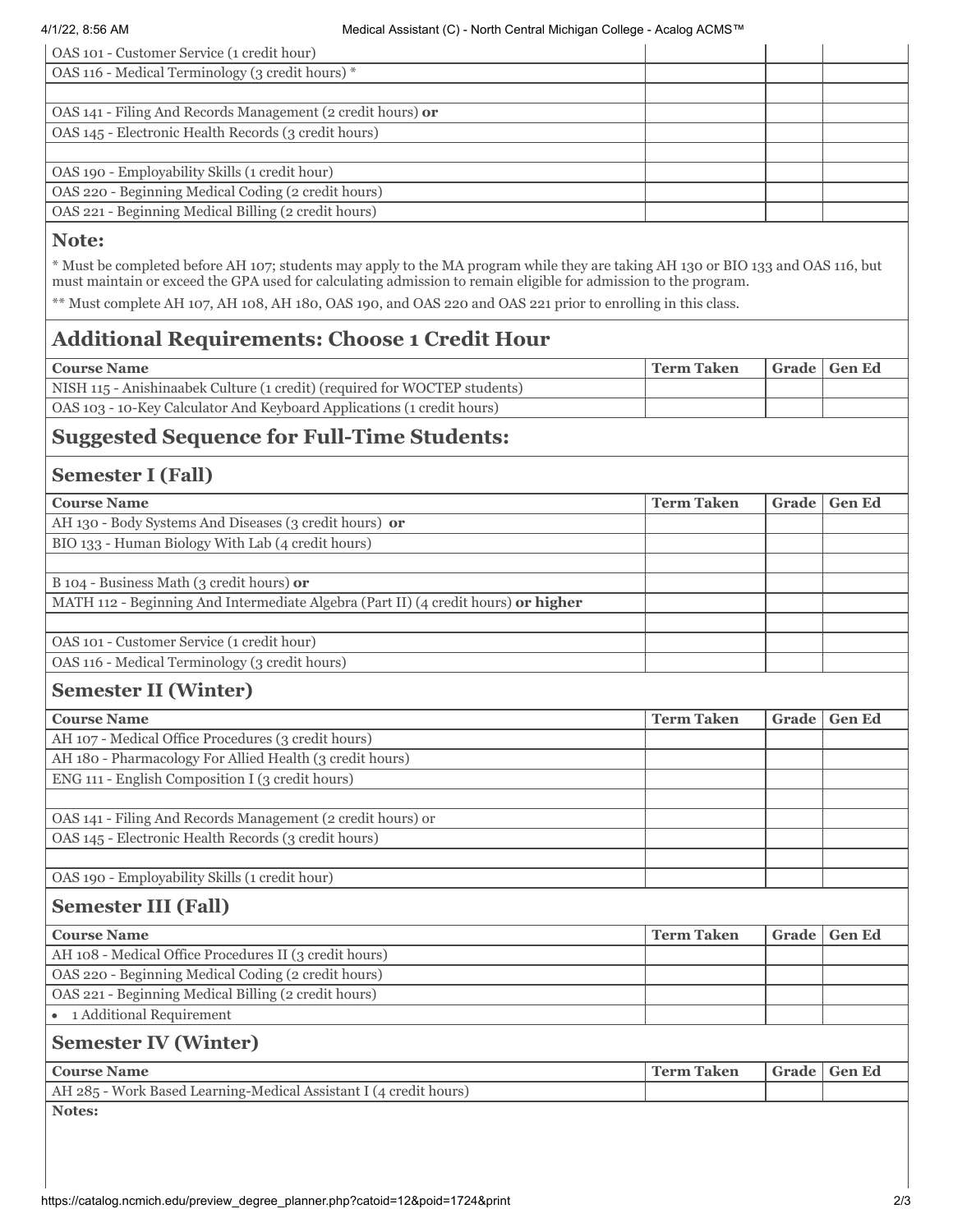| | | | |
|---|---|---|---|
| OAS 101 - Customer Service (1 credit hour) | | | |
| OAS 116 - Medical Terminology (3 credit hours) * | | | |
| | | | |
| OAS 141 - Filing And Records Management (2 credit hours) **or** | | | |
| OAS 145 - Electronic Health Records (3 credit hours) | | | |
| | | | |
| OAS 190 - Employability Skills (1 credit hour) | | | |
| OAS 220 - Beginning Medical Coding (2 credit hours) | | | |
| OAS 221 - Beginning Medical Billing (2 credit hours) | | | |

### Note:

\* Must be completed before AH 107; students may apply to the MA program while they are taking AH 130 or BIO 133 and OAS 116, but must maintain or exceed the GPA used for calculating admission to remain eligible for admission to the program.

\*\* Must complete AH 107, AH 108, AH 180, OAS 190, and OAS 220 and OAS 221 prior to enrolling in this class.

## Additional Requirements: Choose 1 Credit Hour

| Course Name | Term Taken | Grade | Gen Ed |
|---|---|---|---|
| NISH 115 - Anishinaabek Culture (1 credit) (required for WOCTEP students) | | | |
| OAS 103 - 10-Key Calculator And Keyboard Applications (1 credit hours) | | | |

## Suggested Sequence for Full-Time Students:

### Semester I (Fall)

| Course Name | Term Taken | Grade | Gen Ed |
|---|---|---|---|
| AH 130 - Body Systems And Diseases (3 credit hours) **or** | | | |
| BIO 133 - Human Biology With Lab (4 credit hours) | | | |
| | | | |
| B 104 - Business Math (3 credit hours) **or** | | | |
| MATH 112 - Beginning And Intermediate Algebra (Part II) (4 credit hours) **or higher** | | | |
| | | | |
| OAS 101 - Customer Service (1 credit hour) | | | |
| OAS 116 - Medical Terminology (3 credit hours) | | | |

### Semester II (Winter)

| Course Name | Term Taken | Grade | Gen Ed |
|---|---|---|---|
| AH 107 - Medical Office Procedures (3 credit hours) | | | |
| AH 180 - Pharmacology For Allied Health (3 credit hours) | | | |
| ENG 111 - English Composition I (3 credit hours) | | | |
| | | | |
| OAS 141 - Filing And Records Management (2 credit hours) or | | | |
| OAS 145 - Electronic Health Records (3 credit hours) | | | |
| | | | |
| OAS 190 - Employability Skills (1 credit hour) | | | |

### Semester III (Fall)

| Course Name | Term Taken | Grade | Gen Ed |
|---|---|---|---|
| AH 108 - Medical Office Procedures II (3 credit hours) | | | |
| OAS 220 - Beginning Medical Coding (2 credit hours) | | | |
| OAS 221 - Beginning Medical Billing (2 credit hours) | | | |
| • 1 Additional Requirement | | | |

### Semester IV (Winter)

| Course Name | Term Taken | Grade | Gen Ed |
|---|---|---|---|
| AH 285 - Work Based Learning-Medical Assistant I (4 credit hours) | | | |

**Notes:**